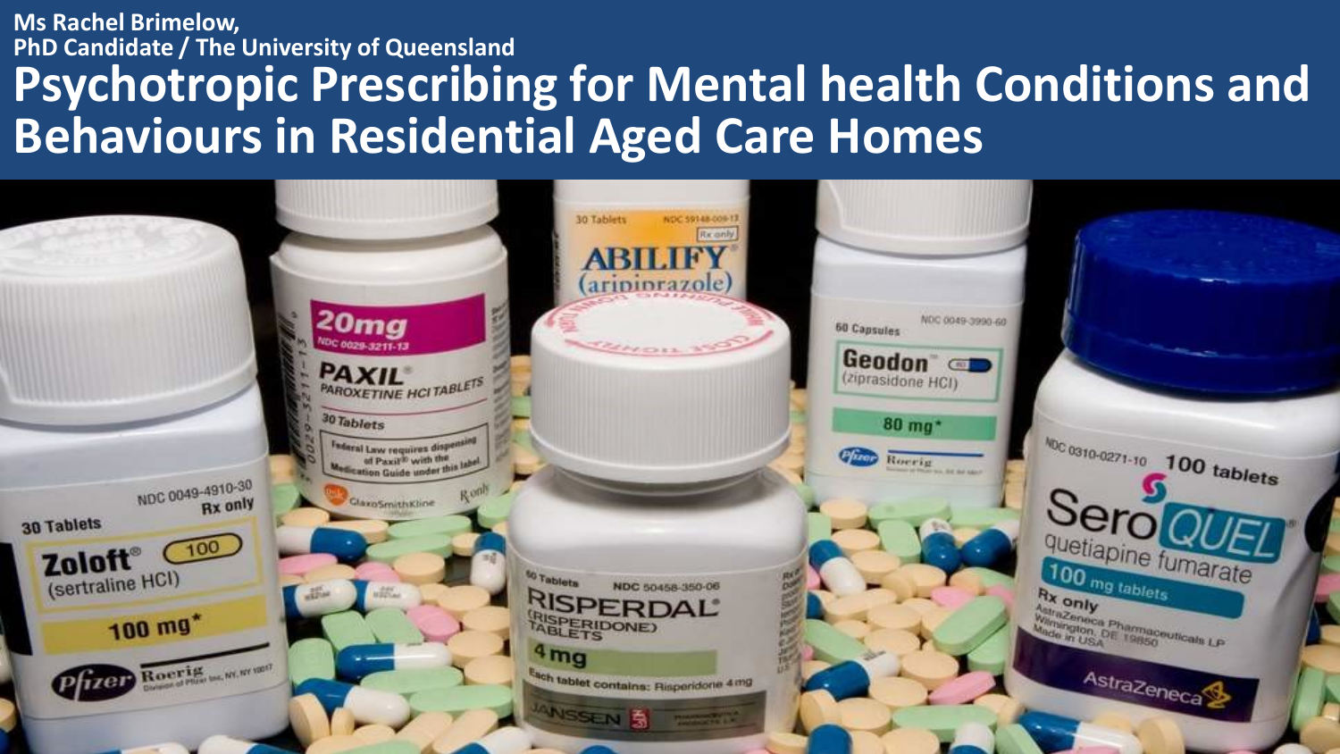**Ms Rachel Brimelow,**
**PhD Candidate / The University of Queensland**

# Psychotropic Prescribing for Mental health Conditions and Behaviours in Residential Aged Care Homes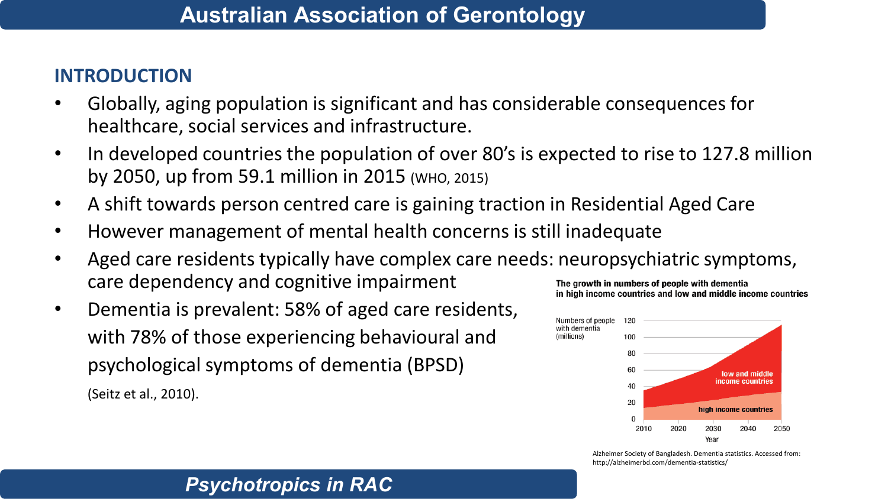## INTRODUCTION

- Globally, aging population is significant and has considerable consequences for healthcare, social services and infrastructure.
- In developed countries the population of over 80's is expected to rise to 127.8 million by 2050, up from 59.1 million in 2015 (WHO, 2015)
- A shift towards person centred care is gaining traction in Residential Aged Care
- However management of mental health concerns is still inadequate
- Aged care residents typically have complex care needs: neuropsychiatric symptoms, care dependency and cognitive impairment
- Dementia is prevalent: 58% of aged care residents, with 78% of those experiencing behavioural and psychological symptoms of dementia (BPSD) (Seitz et al., 2010).

**The growth in numbers of people with dementia in high income countries and low and middle income countries**

Alzheimer Society of Bangladesh. Dementia statistics. Accessed from: http://alzheimerbd.com/dementia-statistics/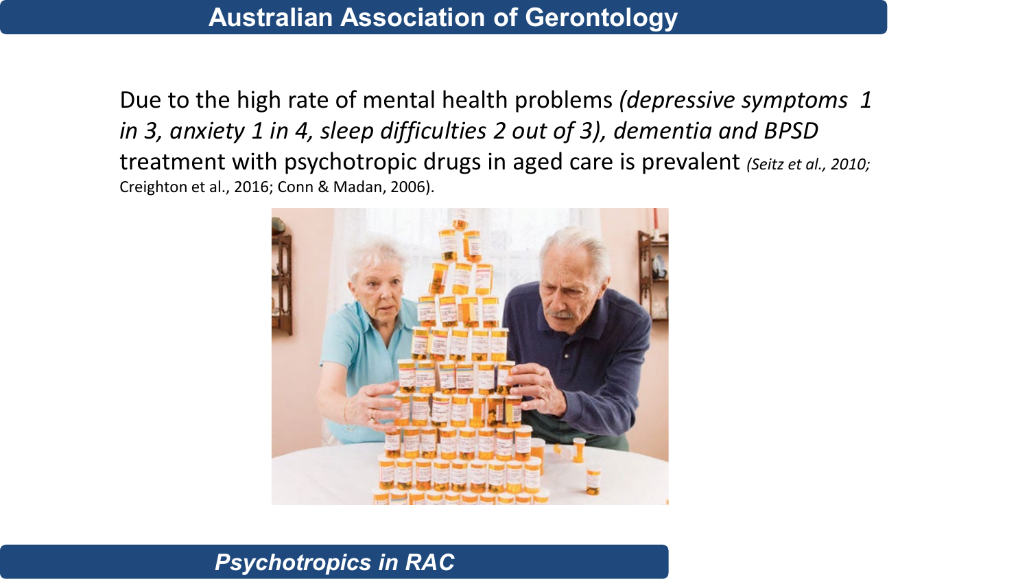Due to the high rate of mental health problems *(depressive symptoms 1 in 3, anxiety 1 in 4, sleep difficulties 2 out of 3), dementia and BPSD* treatment with psychotropic drugs in aged care is prevalent *(Seitz et al., 2010;* Creighton et al., 2016; Conn & Madan, 2006).

## *Psychotropics in RAC*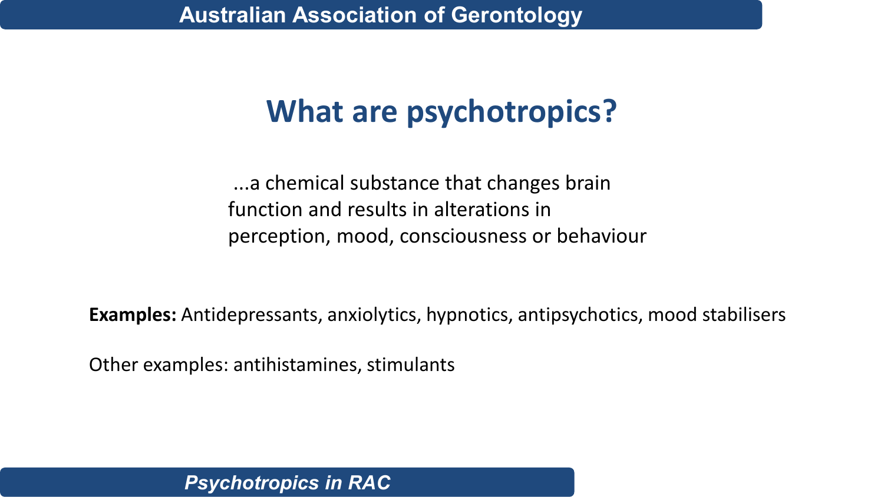# What are psychotropics?

...a chemical substance that changes brain function and results in alterations in perception, mood, consciousness or behaviour

**Examples:** Antidepressants, anxiolytics, hypnotics, antipsychotics, mood stabilisers

Other examples: antihistamines, stimulants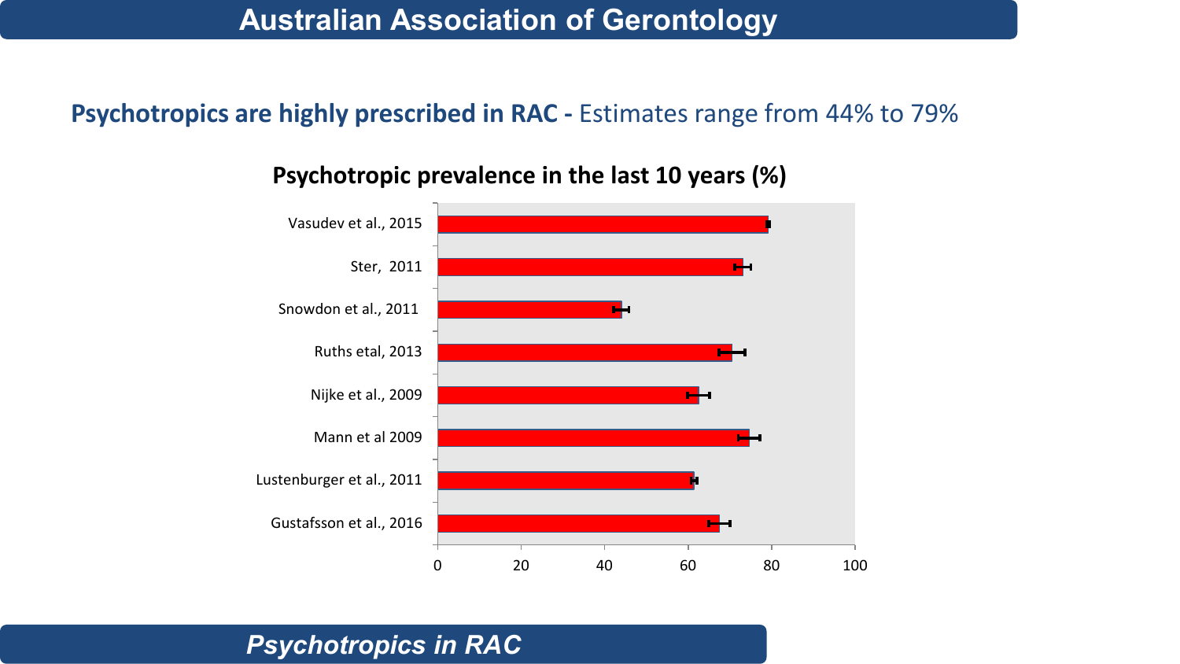# Australian Association of Gerontology

**Psychotropics are highly prescribed in RAC -** Estimates range from 44% to 79%

**Psychotropic prevalence in the last 10 years (%)**

Vasudev et al., 2015

Ster, 2011

Snowdon et al., 2011

Ruths etal, 2013

Nijke et al., 2009

Mann et al 2009

Lustenburger et al., 2011

Gustafsson et al., 2016

0 20 40 60 80 100

***Psychotropics in RAC***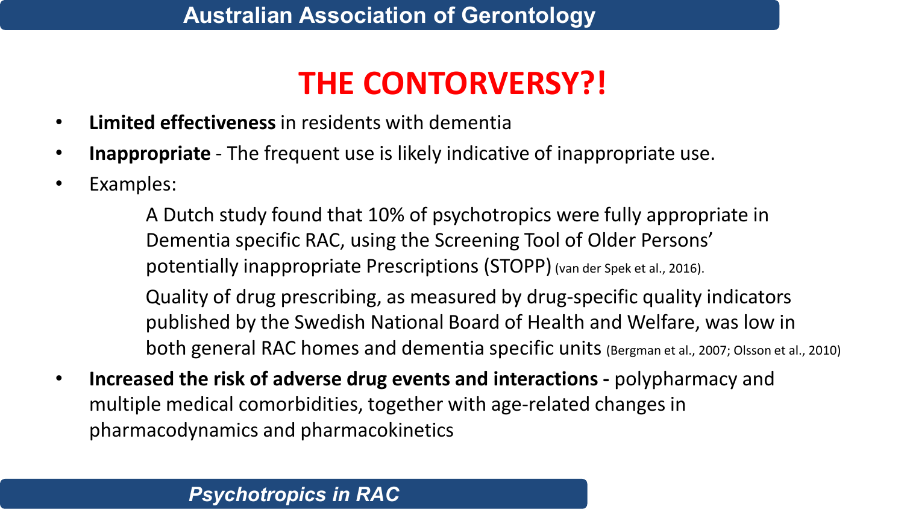# THE CONTORVERSY?!

- **Limited effectiveness** in residents with dementia
- **Inappropriate** - The frequent use is likely indicative of inappropriate use.
- Examples:

  A Dutch study found that 10% of psychotropics were fully appropriate in Dementia specific RAC, using the Screening Tool of Older Persons' potentially inappropriate Prescriptions (STOPP) (van der Spek et al., 2016).

  Quality of drug prescribing, as measured by drug-specific quality indicators published by the Swedish National Board of Health and Welfare, was low in both general RAC homes and dementia specific units (Bergman et al., 2007; Olsson et al., 2010)

- **Increased the risk of adverse drug events and interactions -** polypharmacy and multiple medical comorbidities, together with age-related changes in pharmacodynamics and pharmacokinetics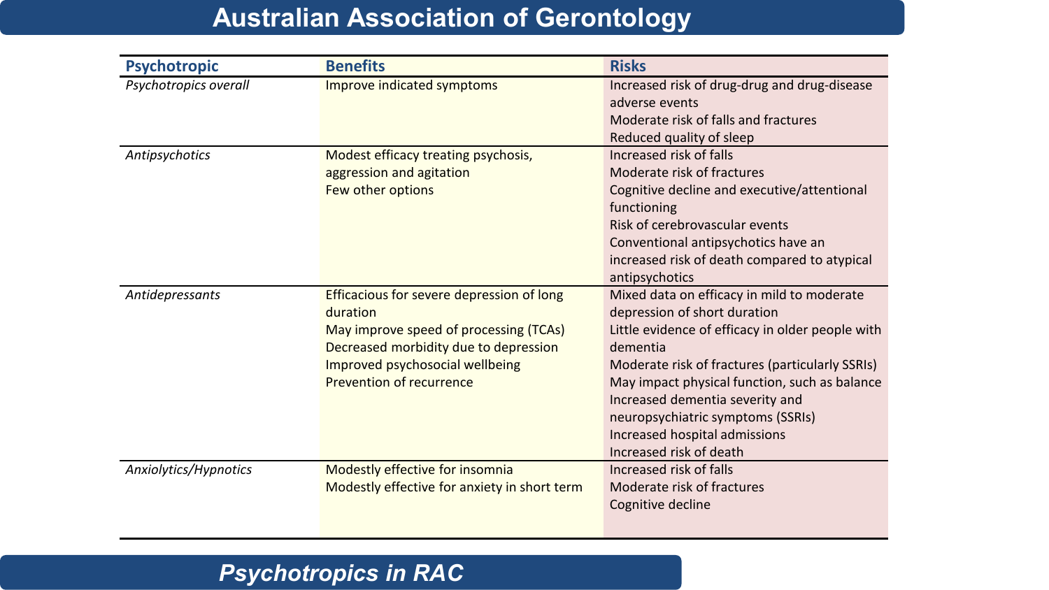# Australian Association of Gerontology

| Psychotropic | Benefits | Risks |
|---|---|---|
| *Psychotropics overall* | Improve indicated symptoms | Increased risk of drug-drug and drug-disease adverse events<br>Moderate risk of falls and fractures<br>Reduced quality of sleep |
| *Antipsychotics* | Modest efficacy treating psychosis, aggression and agitation<br>Few other options | Increased risk of falls<br>Moderate risk of fractures<br>Cognitive decline and executive/attentional functioning<br>Risk of cerebrovascular events<br>Conventional antipsychotics have an increased risk of death compared to atypical antipsychotics |
| *Antidepressants* | Efficacious for severe depression of long duration<br>May improve speed of processing (TCAs)<br>Decreased morbidity due to depression<br>Improved psychosocial wellbeing<br>Prevention of recurrence | Mixed data on efficacy in mild to moderate depression of short duration<br>Little evidence of efficacy in older people with dementia<br>Moderate risk of fractures (particularly SSRIs)<br>May impact physical function, such as balance<br>Increased dementia severity and neuropsychiatric symptoms (SSRIs)<br>Increased hospital admissions<br>Increased risk of death |
| *Anxiolytics/Hypnotics* | Modestly effective for insomnia<br>Modestly effective for anxiety in short term | Increased risk of falls<br>Moderate risk of fractures<br>Cognitive decline |

*Psychotropics in RAC*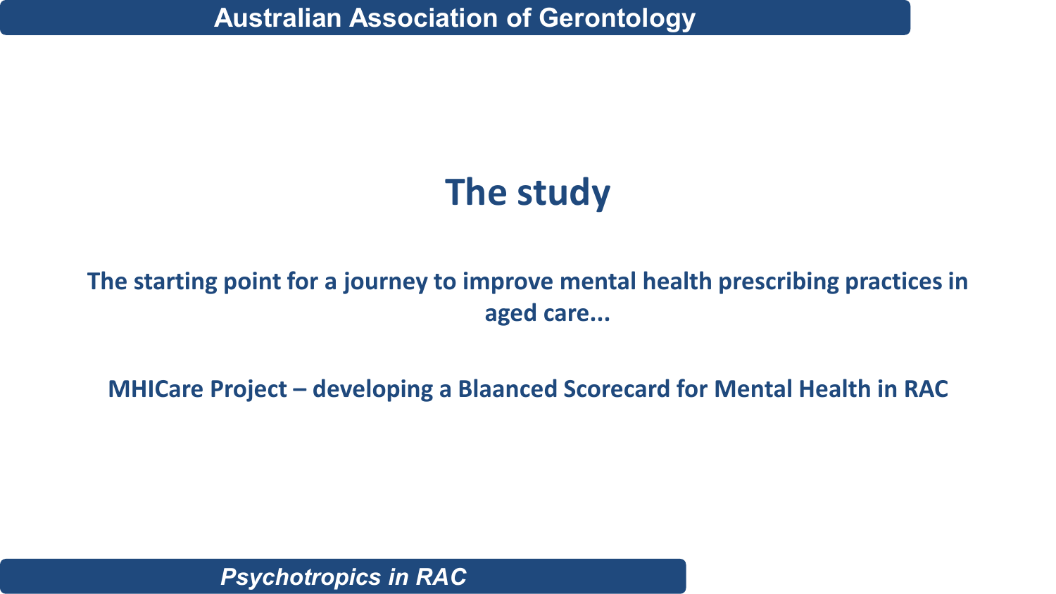# The study

**The starting point for a journey to improve mental health prescribing practices in aged care...**

**MHICare Project – developing a Blaanced Scorecard for Mental Health in RAC**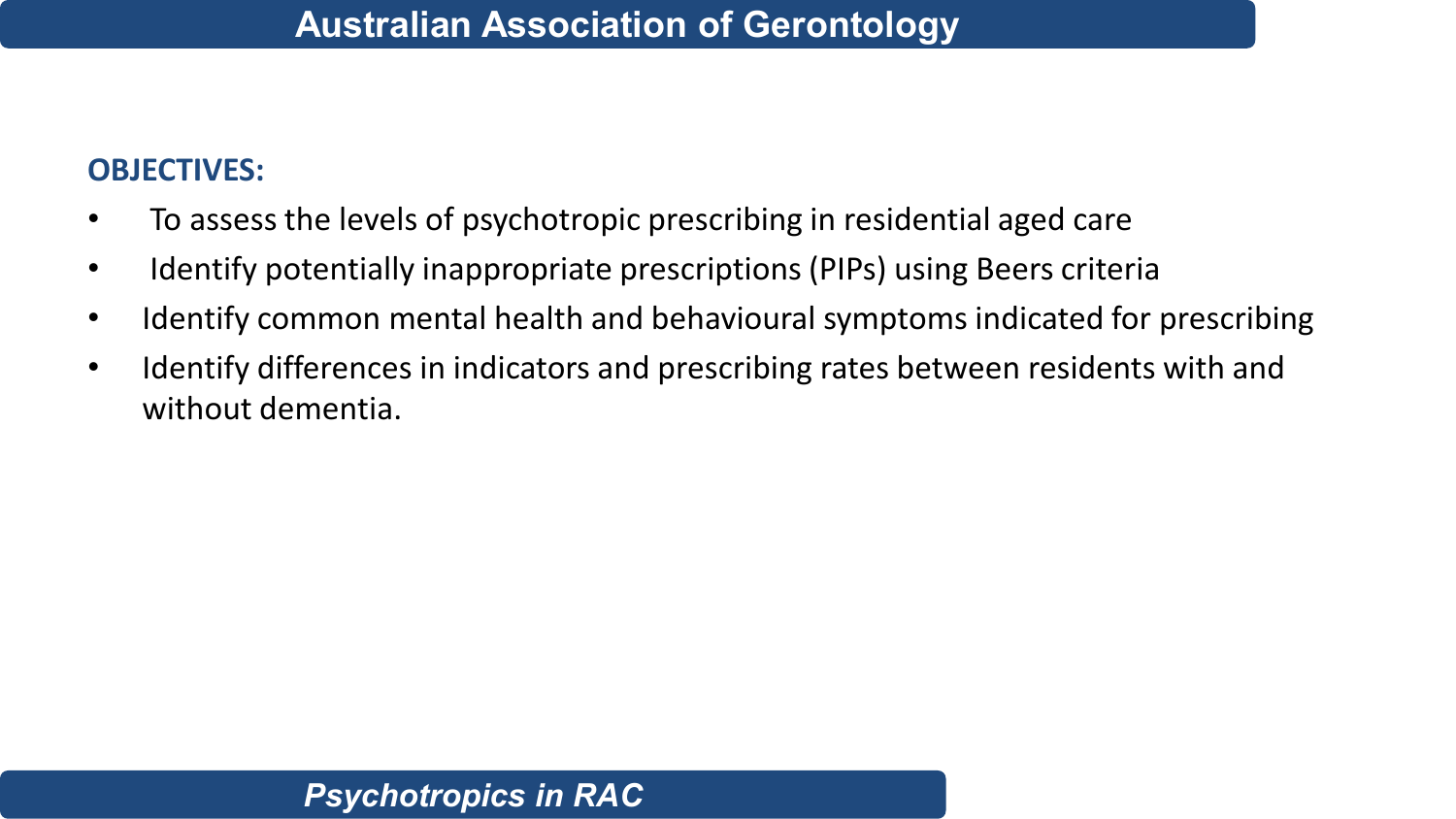**OBJECTIVES:**

- To assess the levels of psychotropic prescribing in residential aged care
- Identify potentially inappropriate prescriptions (PIPs) using Beers criteria
- Identify common mental health and behavioural symptoms indicated for prescribing
- Identify differences in indicators and prescribing rates between residents with and without dementia.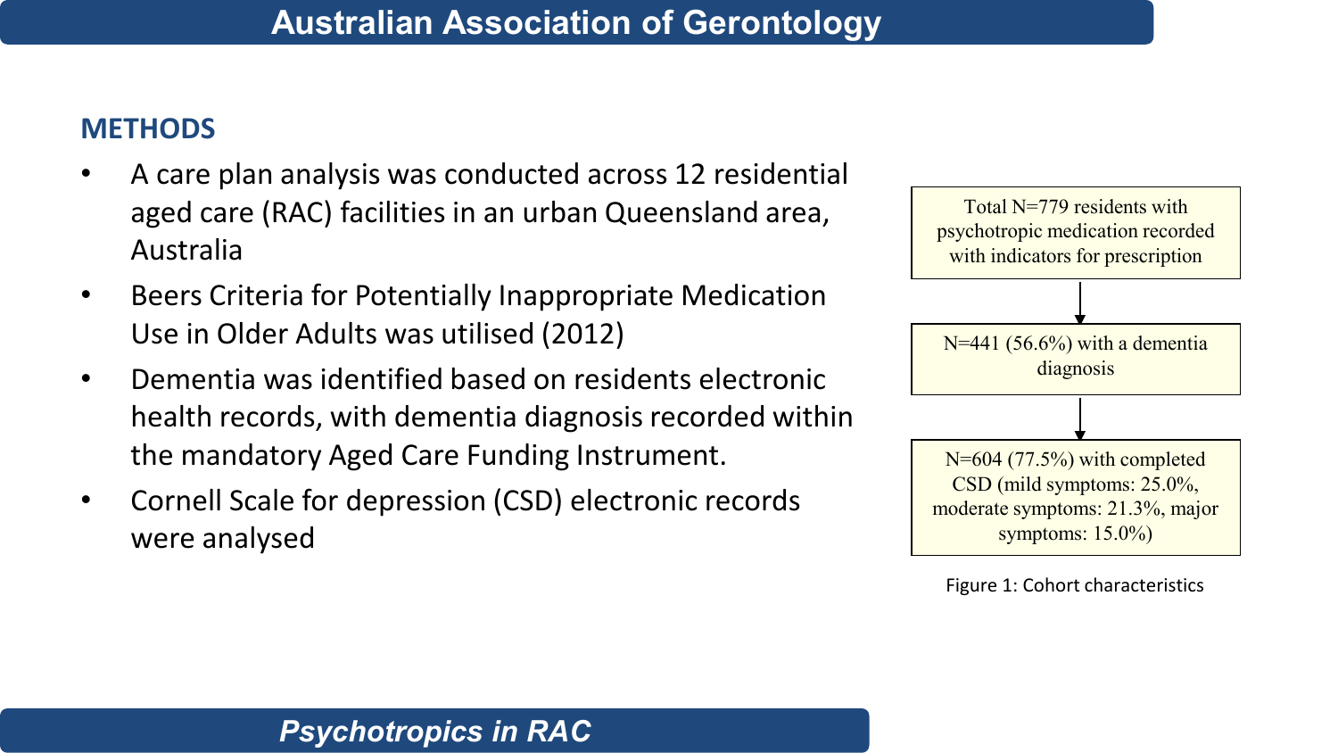## METHODS

- A care plan analysis was conducted across 12 residential aged care (RAC) facilities in an urban Queensland area, Australia
- Beers Criteria for Potentially Inappropriate Medication Use in Older Adults was utilised (2012)
- Dementia was identified based on residents electronic health records, with dementia diagnosis recorded within the mandatory Aged Care Funding Instrument.
- Cornell Scale for depression (CSD) electronic records were analysed

Total N=779 residents with psychotropic medication recorded with indicators for prescription

↓

N=441 (56.6%) with a dementia diagnosis

↓

N=604 (77.5%) with completed CSD (mild symptoms: 25.0%, moderate symptoms: 21.3%, major symptoms: 15.0%)

Figure 1: Cohort characteristics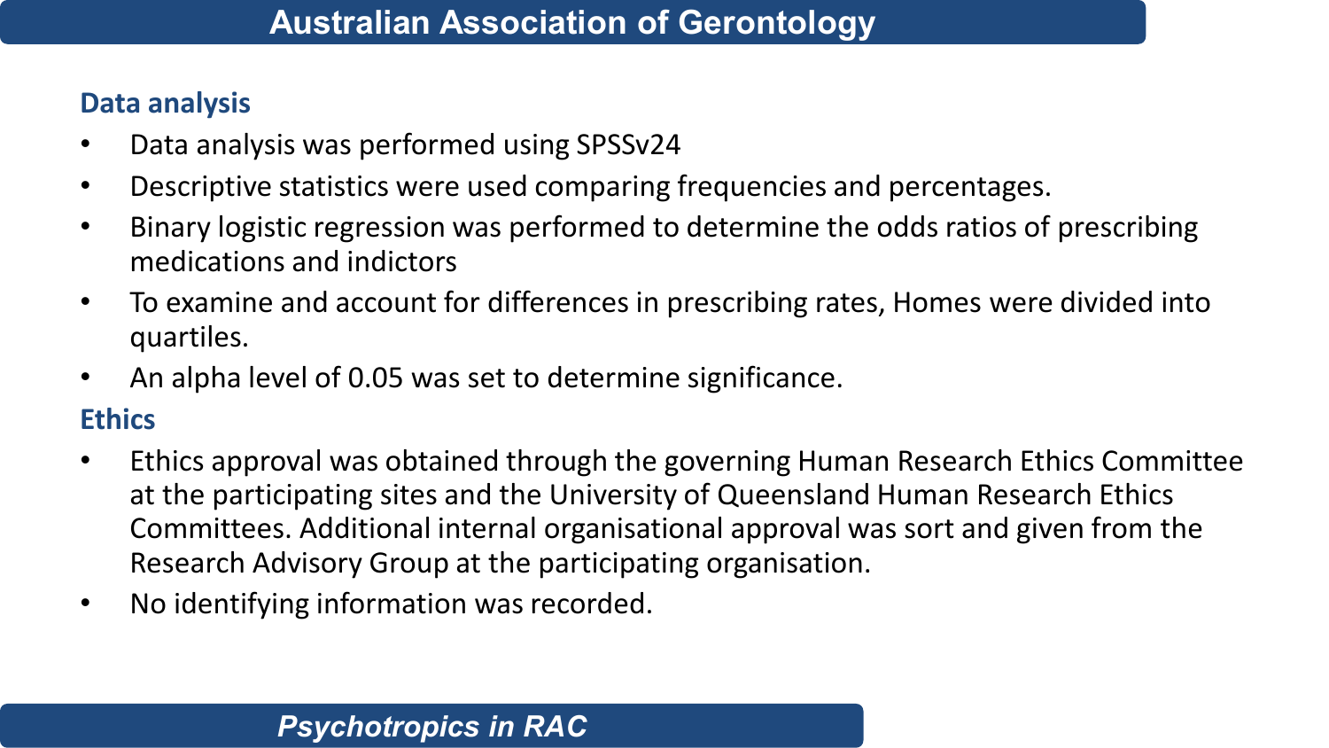## Data analysis

- Data analysis was performed using SPSSv24
- Descriptive statistics were used comparing frequencies and percentages.
- Binary logistic regression was performed to determine the odds ratios of prescribing medications and indictors
- To examine and account for differences in prescribing rates, Homes were divided into quartiles.
- An alpha level of 0.05 was set to determine significance.

## Ethics

- Ethics approval was obtained through the governing Human Research Ethics Committee at the participating sites and the University of Queensland Human Research Ethics Committees. Additional internal organisational approval was sort and given from the Research Advisory Group at the participating organisation.
- No identifying information was recorded.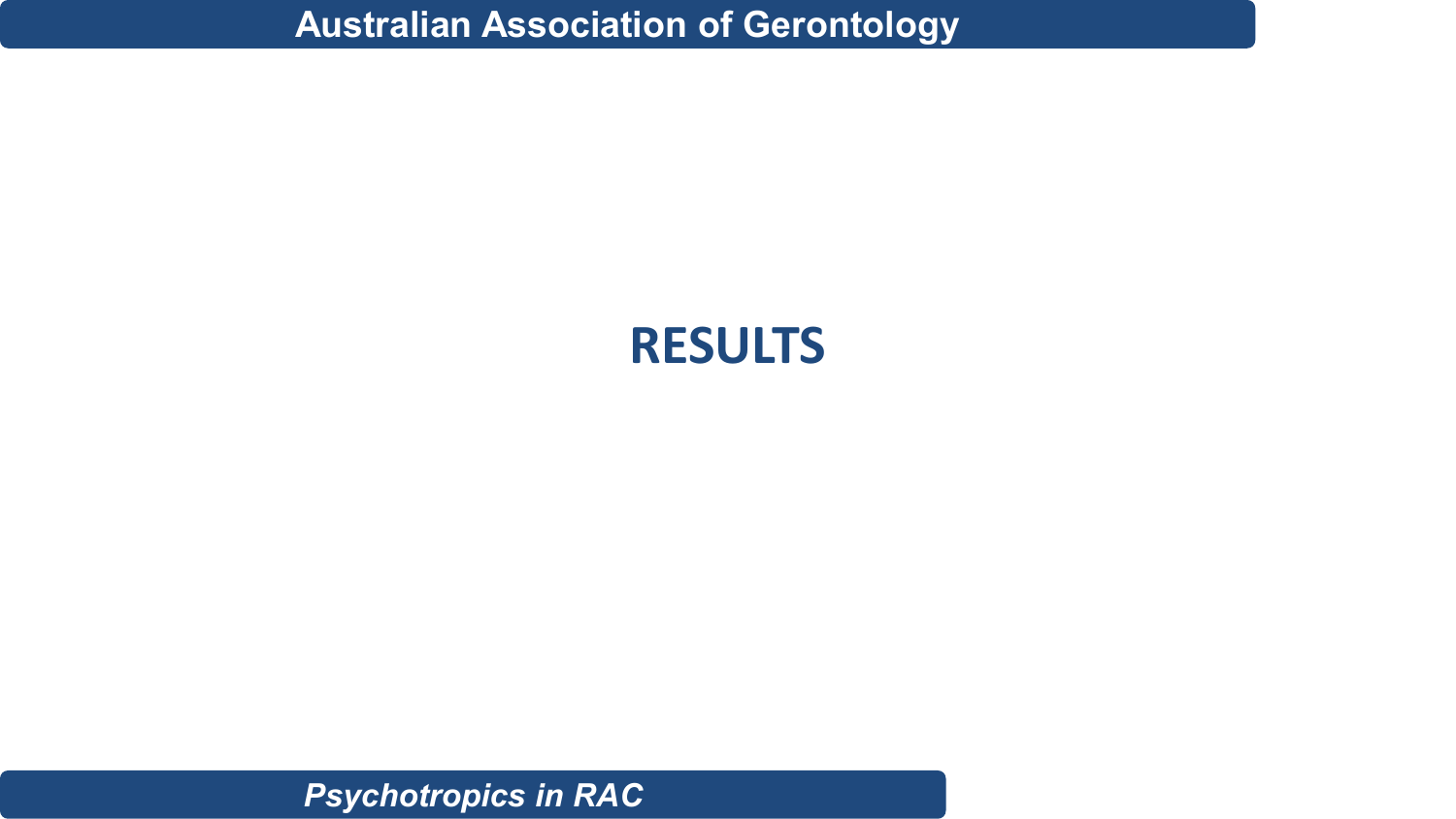# RESULTS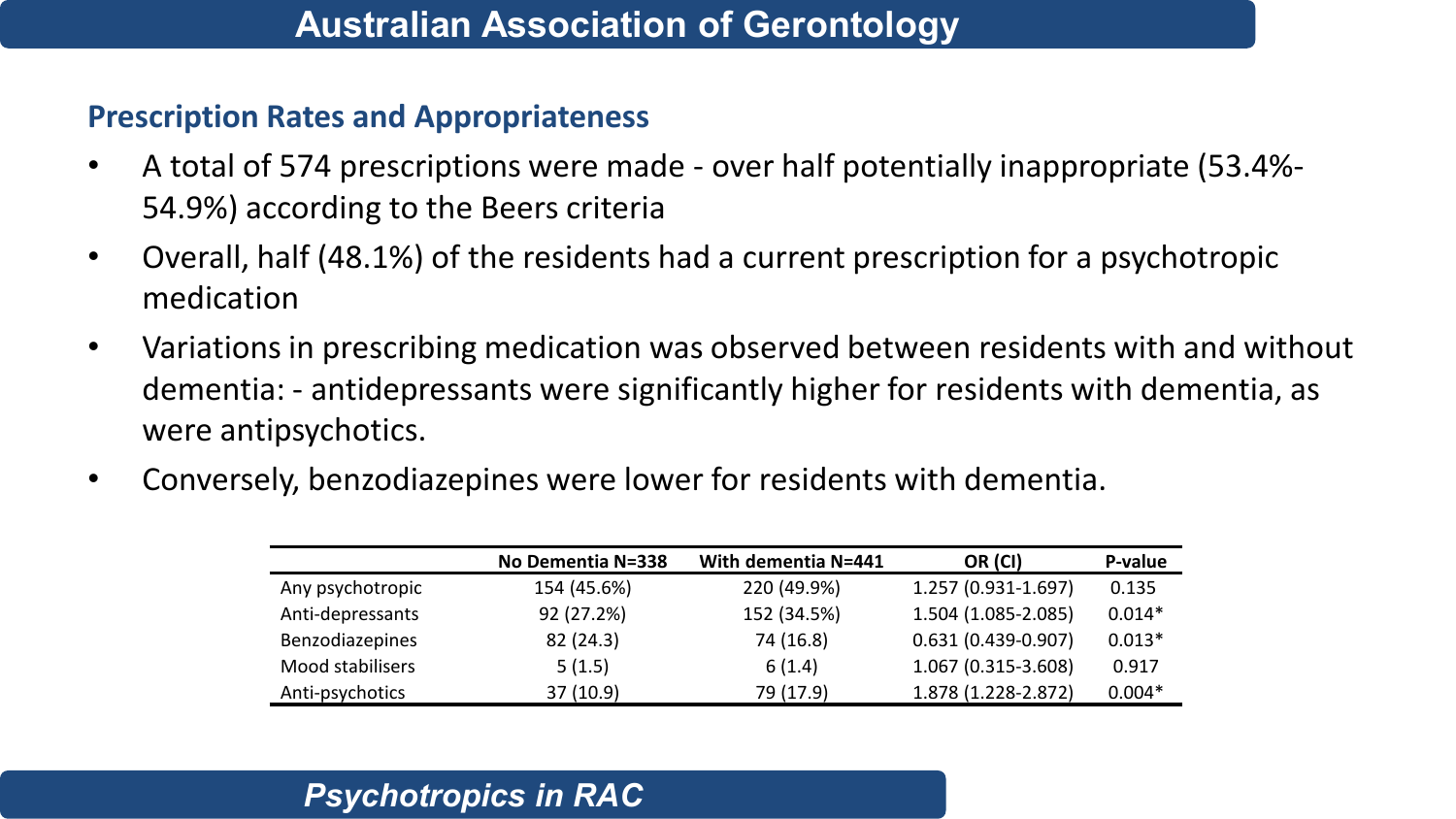## Prescription Rates and Appropriateness

- A total of 574 prescriptions were made - over half potentially inappropriate (53.4%-54.9%) according to the Beers criteria
- Overall, half (48.1%) of the residents had a current prescription for a psychotropic medication
- Variations in prescribing medication was observed between residents with and without dementia: - antidepressants were significantly higher for residents with dementia, as were antipsychotics.
- Conversely, benzodiazepines were lower for residents with dementia.

| | No Dementia N=338 | With dementia N=441 | OR (CI) | P-value |
|---|---|---|---|---|
| Any psychotropic | 154 (45.6%) | 220 (49.9%) | 1.257 (0.931-1.697) | 0.135 |
| Anti-depressants | 92 (27.2%) | 152 (34.5%) | 1.504 (1.085-2.085) | 0.014* |
| Benzodiazepines | 82 (24.3) | 74 (16.8) | 0.631 (0.439-0.907) | 0.013* |
| Mood stabilisers | 5 (1.5) | 6 (1.4) | 1.067 (0.315-3.608) | 0.917 |
| Anti-psychotics | 37 (10.9) | 79 (17.9) | 1.878 (1.228-2.872) | 0.004* |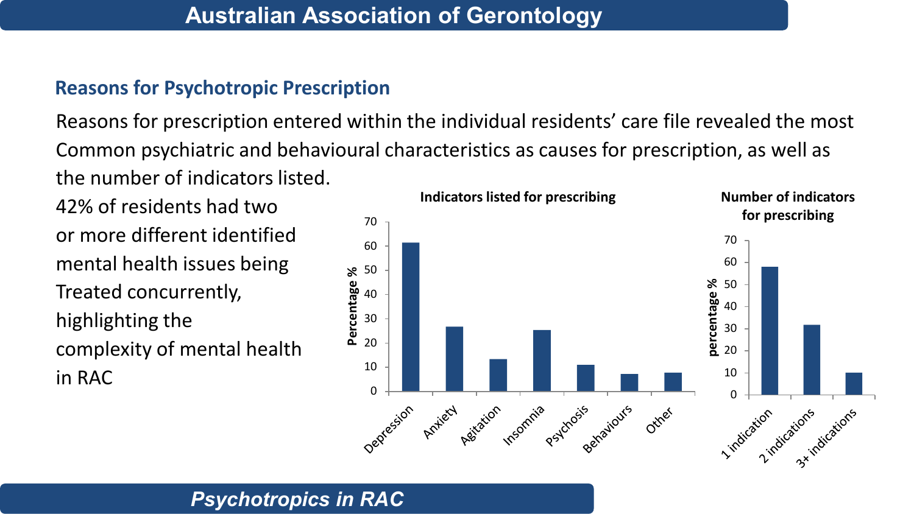## Reasons for Psychotropic Prescription

Reasons for prescription entered within the individual residents' care file revealed the most Common psychiatric and behavioural characteristics as causes for prescription, as well as the number of indicators listed.

42% of residents had two or more different identified mental health issues being Treated concurrently, highlighting the complexity of mental health in RAC

**Indicators listed for prescribing**

| Indicator | Percentage % |
|---|---|
| Depression | 61 |
| Anxiety | 27 |
| Agitation | 13 |
| Insomnia | 25 |
| Psychosis | 11 |
| Behaviours | 7 |
| Other | 8 |

**Number of indicators for prescribing**

| Number | percentage % |
|---|---|
| 1 indication | 58 |
| 2 indications | 32 |
| 3+ indications | 10 |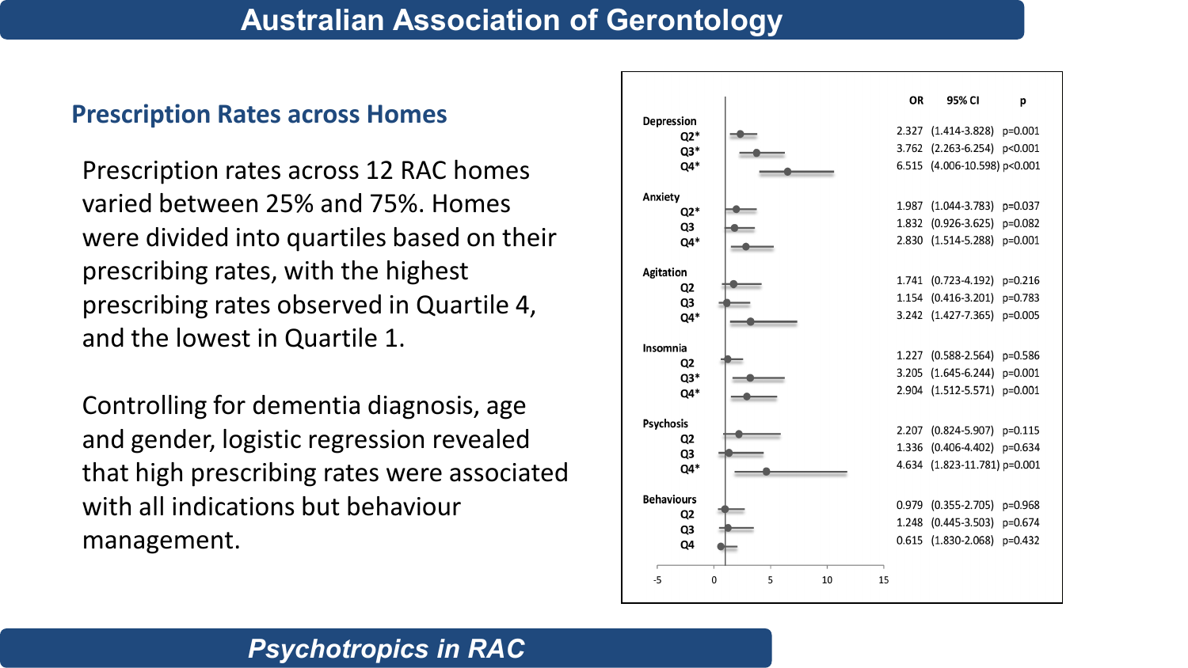## Prescription Rates across Homes

Prescription rates across 12 RAC homes varied between 25% and 75%. Homes were divided into quartiles based on their prescribing rates, with the highest prescribing rates observed in Quartile 4, and the lowest in Quartile 1.

Controlling for dementia diagnosis, age and gender, logistic regression revealed that high prescribing rates were associated with all indications but behaviour management.

| | OR | 95% CI | p |
|---|---|---|---|
| **Depression** | | | |
| Q2* | 2.327 | (1.414-3.828) | p=0.001 |
| Q3* | 3.762 | (2.263-6.254) | p<0.001 |
| Q4* | 6.515 | (4.006-10.598) | p<0.001 |
| **Anxiety** | | | |
| Q2* | 1.987 | (1.044-3.783) | p=0.037 |
| Q3 | 1.832 | (0.926-3.625) | p=0.082 |
| Q4* | 2.830 | (1.514-5.288) | p=0.001 |
| **Agitation** | | | |
| Q2 | 1.741 | (0.723-4.192) | p=0.216 |
| Q3 | 1.154 | (0.416-3.201) | p=0.783 |
| Q4* | 3.242 | (1.427-7.365) | p=0.005 |
| **Insomnia** | | | |
| Q2 | 1.227 | (0.588-2.564) | p=0.586 |
| Q3* | 3.205 | (1.645-6.244) | p=0.001 |
| Q4* | 2.904 | (1.512-5.571) | p=0.001 |
| **Psychosis** | | | |
| Q2 | 2.207 | (0.824-5.907) | p=0.115 |
| Q3 | 1.336 | (0.406-4.402) | p=0.634 |
| Q4* | 4.634 | (1.823-11.781) | p=0.001 |
| **Behaviours** | | | |
| Q2 | 0.979 | (0.355-2.705) | p=0.968 |
| Q3 | 1.248 | (0.445-3.503) | p=0.674 |
| Q4 | 0.615 | (1.830-2.068) | p=0.432 |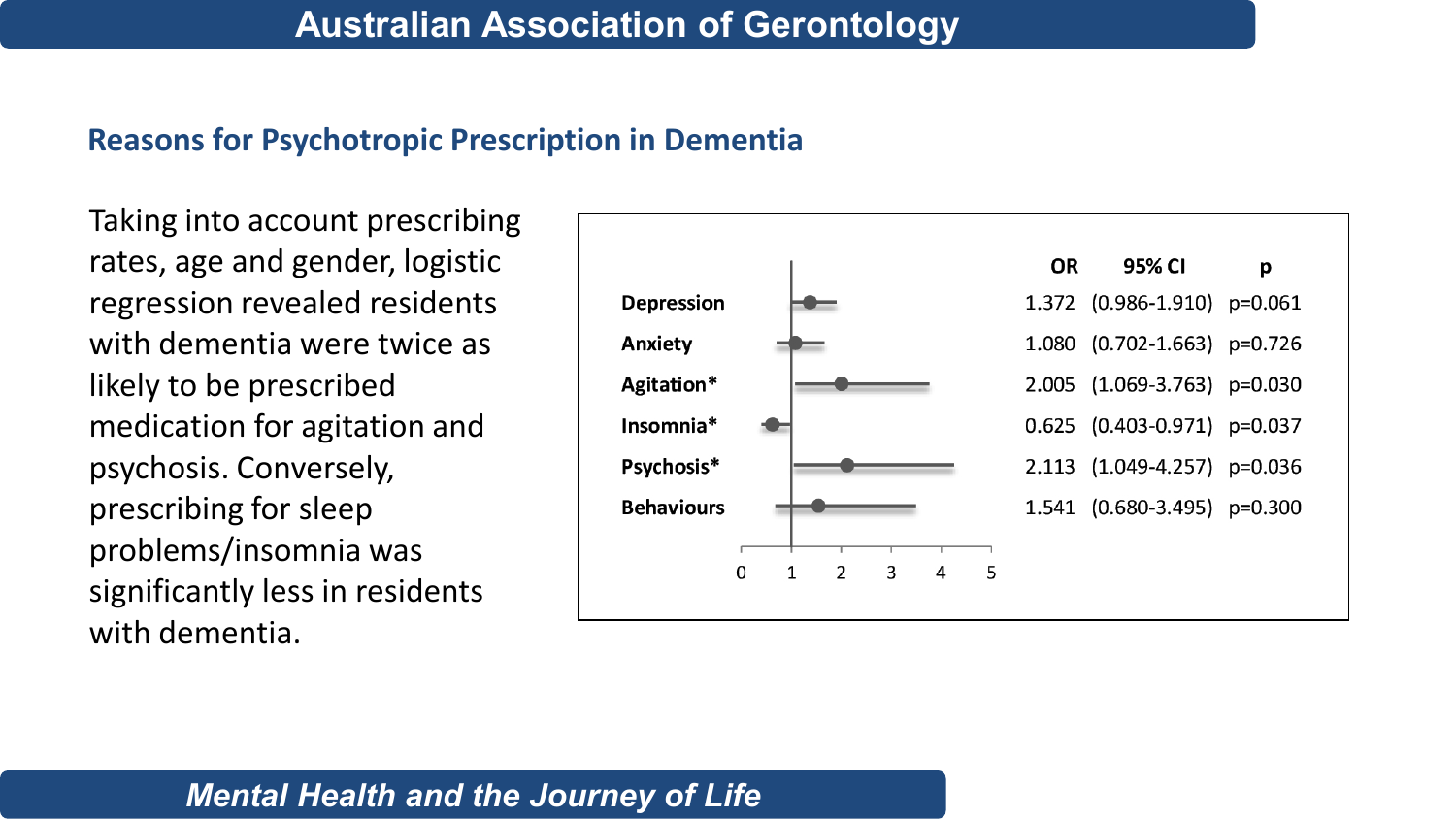## Reasons for Psychotropic Prescription in Dementia

Taking into account prescribing rates, age and gender, logistic regression revealed residents with dementia were twice as likely to be prescribed medication for agitation and psychosis. Conversely, prescribing for sleep problems/insomnia was significantly less in residents with dementia.

| | OR | 95% CI | p |
|---|---|---|---|
| Depression | 1.372 | (0.986-1.910) | p=0.061 |
| Anxiety | 1.080 | (0.702-1.663) | p=0.726 |
| Agitation* | 2.005 | (1.069-3.763) | p=0.030 |
| Insomnia* | 0.625 | (0.403-0.971) | p=0.037 |
| Psychosis* | 2.113 | (1.049-4.257) | p=0.036 |
| Behaviours | 1.541 | (0.680-3.495) | p=0.300 |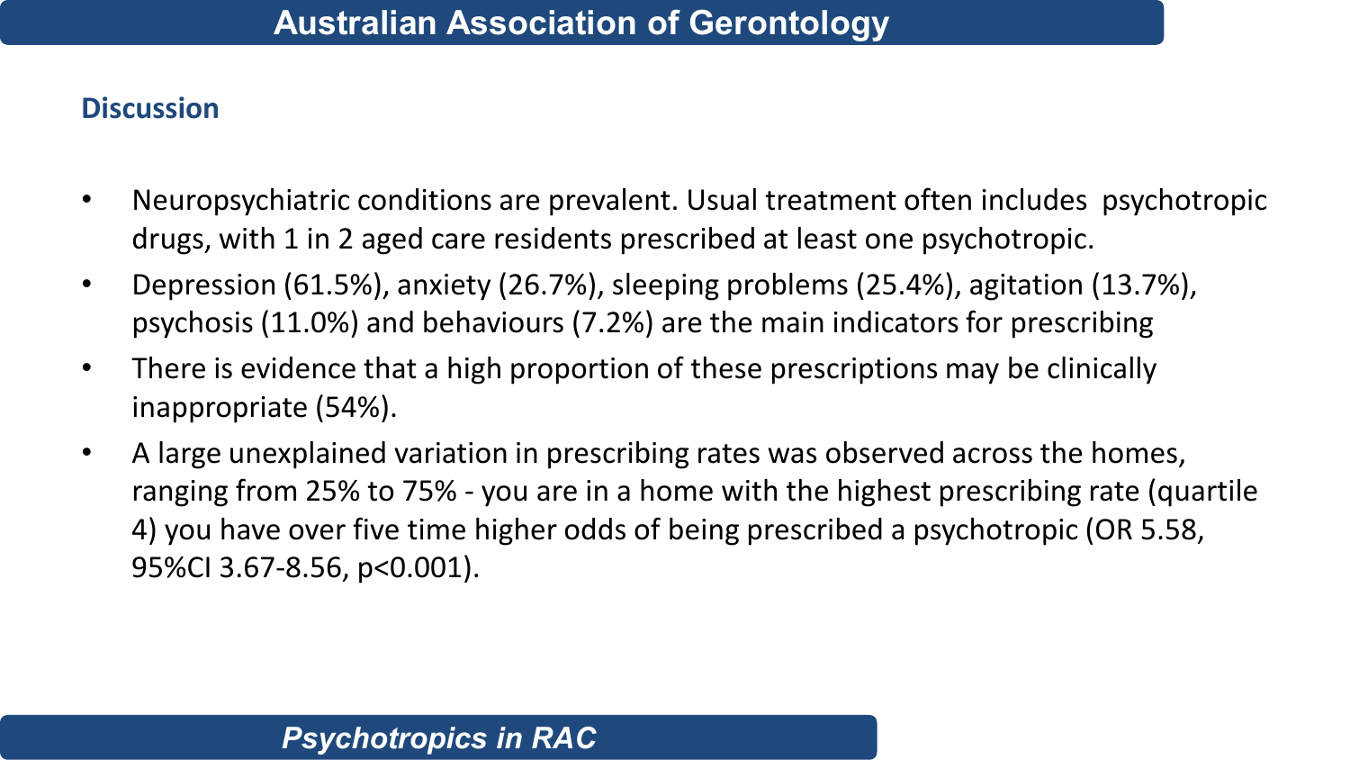## Discussion

- Neuropsychiatric conditions are prevalent. Usual treatment often includes psychotropic drugs, with 1 in 2 aged care residents prescribed at least one psychotropic.
- Depression (61.5%), anxiety (26.7%), sleeping problems (25.4%), agitation (13.7%), psychosis (11.0%) and behaviours (7.2%) are the main indicators for prescribing
- There is evidence that a high proportion of these prescriptions may be clinically inappropriate (54%).
- A large unexplained variation in prescribing rates was observed across the homes, ranging from 25% to 75% - you are in a home with the highest prescribing rate (quartile 4) you have over five time higher odds of being prescribed a psychotropic (OR 5.58, 95%CI 3.67-8.56, $p<0.001$).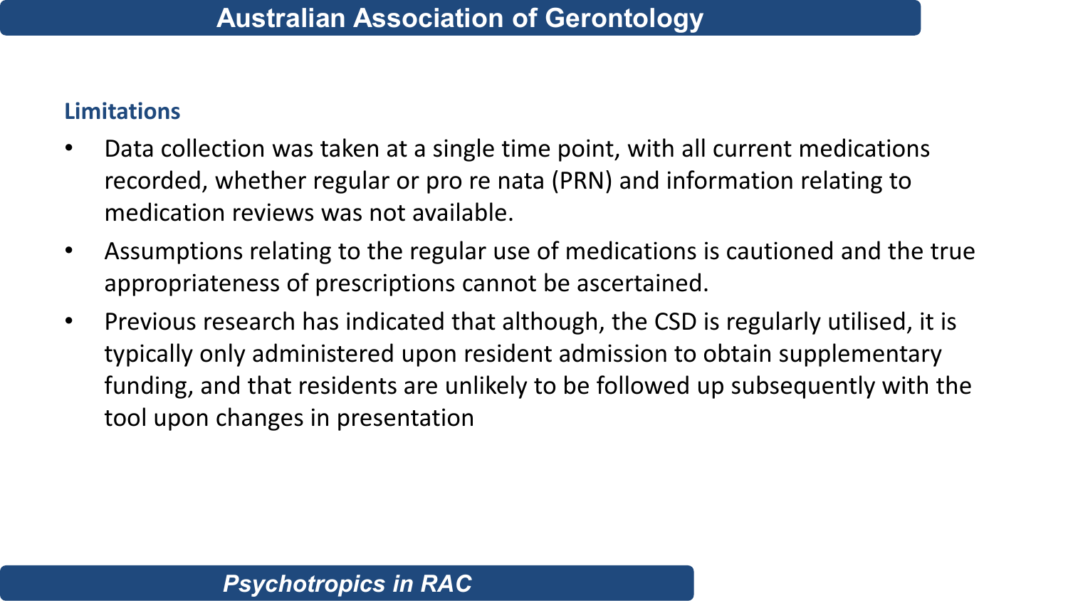## Limitations

- Data collection was taken at a single time point, with all current medications recorded, whether regular or pro re nata (PRN) and information relating to medication reviews was not available.
- Assumptions relating to the regular use of medications is cautioned and the true appropriateness of prescriptions cannot be ascertained.
- Previous research has indicated that although, the CSD is regularly utilised, it is typically only administered upon resident admission to obtain supplementary funding, and that residents are unlikely to be followed up subsequently with the tool upon changes in presentation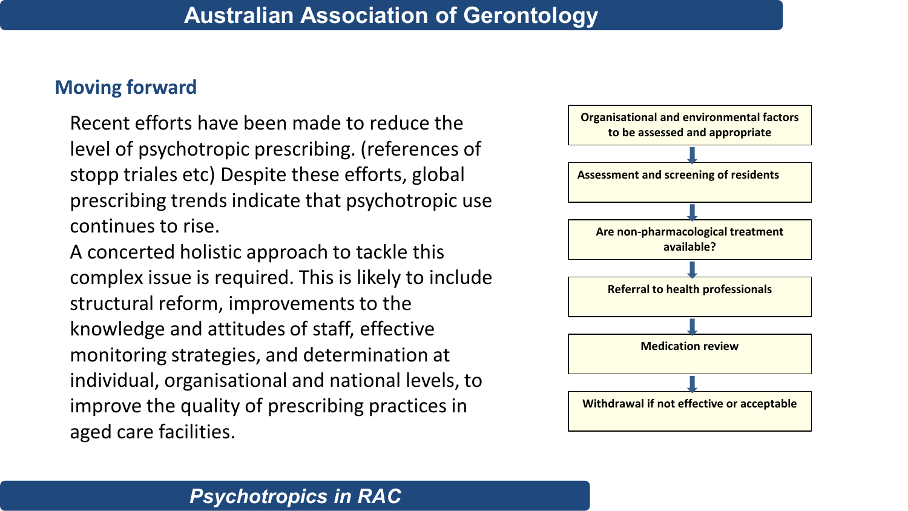## Moving forward

Recent efforts have been made to reduce the level of psychotropic prescribing. (references of stopp triales etc) Despite these efforts, global prescribing trends indicate that psychotropic use continues to rise.

A concerted holistic approach to tackle this complex issue is required. This is likely to include structural reform, improvements to the knowledge and attitudes of staff, effective monitoring strategies, and determination at individual, organisational and national levels, to improve the quality of prescribing practices in aged care facilities.

**Organisational and environmental factors to be assessed and appropriate**

↓

**Assessment and screening of residents**

↓

**Are non-pharmacological treatment available?**

↓

**Referral to health professionals**

↓

**Medication review**

↓

**Withdrawal if not effective or acceptable**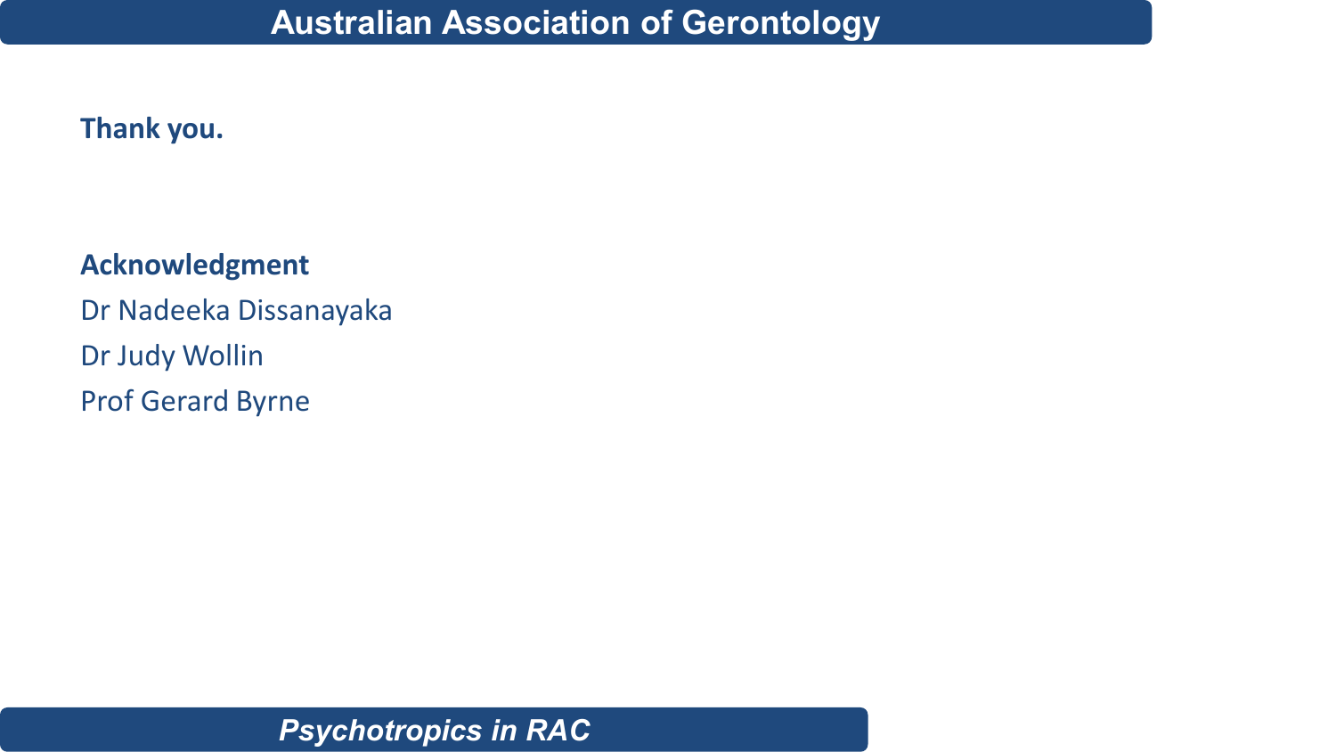**Thank you.**

**Acknowledgment**

Dr Nadeeka Dissanayaka

Dr Judy Wollin

Prof Gerard Byrne